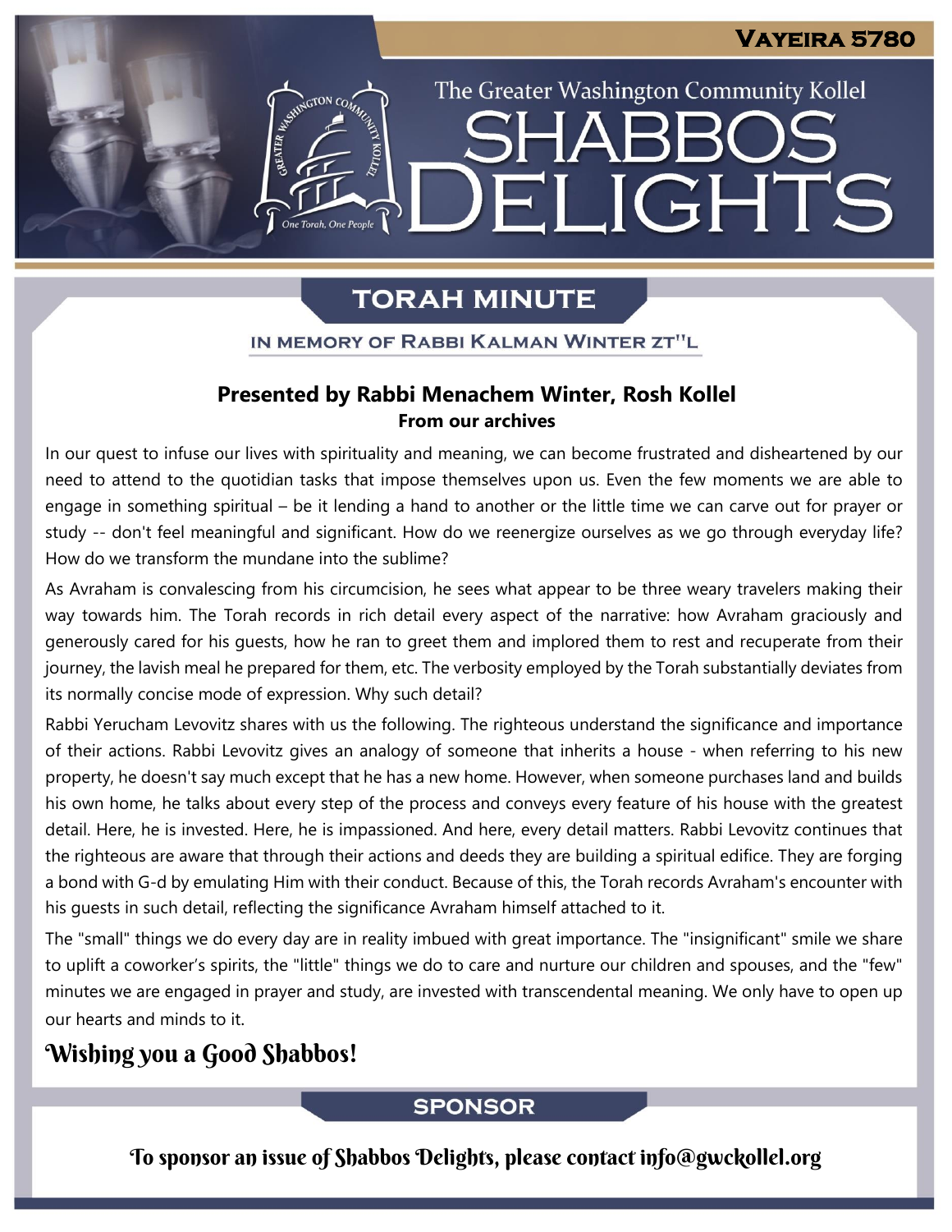# Shabbos Delights

**The Greater Washington Community Kollel**

**Vayeira 5780**

## TORAH MINUTE

### IN MEMORY OF RABBI KALMAN WINTER ZT"L

**Presented by Rabbi Menachem Winter, Rosh Kollel**
**From our archives**

In our quest to infuse our lives with spirituality and meaning, we can become frustrated and disheartened by our need to attend to the quotidian tasks that impose themselves upon us. Even the few moments we are able to engage in something spiritual – be it lending a hand to another or the little time we can carve out for prayer or study -- don't feel meaningful and significant. How do we reenergize ourselves as we go through everyday life? How do we transform the mundane into the sublime?

As Avraham is convalescing from his circumcision, he sees what appear to be three weary travelers making their way towards him. The Torah records in rich detail every aspect of the narrative: how Avraham graciously and generously cared for his guests, how he ran to greet them and implored them to rest and recuperate from their journey, the lavish meal he prepared for them, etc. The verbosity employed by the Torah substantially deviates from its normally concise mode of expression. Why such detail?

Rabbi Yerucham Levovitz shares with us the following. The righteous understand the significance and importance of their actions. Rabbi Levovitz gives an analogy of someone that inherits a house - when referring to his new property, he doesn't say much except that he has a new home. However, when someone purchases land and builds his own home, he talks about every step of the process and conveys every feature of his house with the greatest detail. Here, he is invested. Here, he is impassioned. And here, every detail matters. Rabbi Levovitz continues that the righteous are aware that through their actions and deeds they are building a spiritual edifice. They are forging a bond with G-d by emulating Him with their conduct. Because of this, the Torah records Avraham's encounter with his guests in such detail, reflecting the significance Avraham himself attached to it.

The "small" things we do every day are in reality imbued with great importance. The "insignificant" smile we share to uplift a coworker's spirits, the "little" things we do to care and nurture our children and spouses, and the "few" minutes we are engaged in prayer and study, are invested with transcendental meaning. We only have to open up our hearts and minds to it.

*Wishing you a Good Shabbos!*

## SPONSOR

*To sponsor an issue of Shabbos Delights, please contact info@gwckollel.org*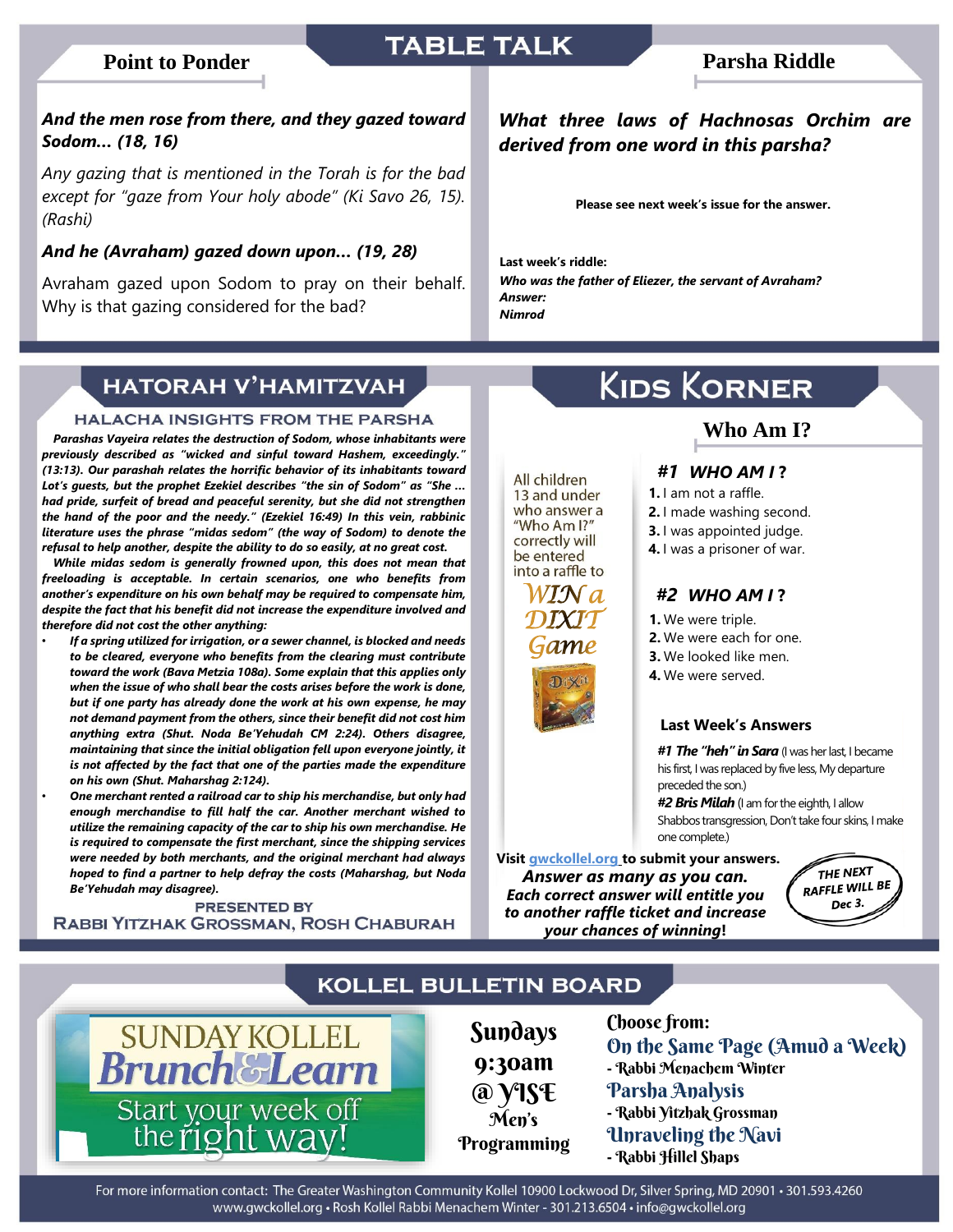# TABLE TALK

## Point to Ponder

***And the men rose from there, and they gazed toward Sodom... (18, 16)***

*Any gazing that is mentioned in the Torah is for the bad except for "gaze from Your holy abode" (Ki Savo 26, 15). (Rashi)*

***And he (Avraham) gazed down upon... (19, 28)***

Avraham gazed upon Sodom to pray on their behalf. Why is that gazing considered for the bad?

## Parsha Riddle

***What three laws of Hachnosas Orchim are derived from one word in this parsha?***

**Please see next week's issue for the answer.**

**Last week's riddle:**
***Who was the father of Eliezer, the servant of Avraham?***
***Answer:***
***Nimrod***

# HATORAH V'HAMITZVAH

## HALACHA INSIGHTS FROM THE PARSHA

***Parashas Vayeira relates the destruction of Sodom, whose inhabitants were previously described as "wicked and sinful toward Hashem, exceedingly." (13:13). Our parashah relates the horrific behavior of its inhabitants toward Lot's guests, but the prophet Ezekiel describes "the sin of Sodom" as "She ... had pride, surfeit of bread and peaceful serenity, but she did not strengthen the hand of the poor and the needy." (Ezekiel 16:49) In this vein, rabbinic literature uses the phrase "midas sedom" (the way of Sodom) to denote the refusal to help another, despite the ability to do so easily, at no great cost.***

***While midas sedom is generally frowned upon, this does not mean that freeloading is acceptable. In certain scenarios, one who benefits from another's expenditure on his own behalf may be required to compensate him, despite the fact that his benefit did not increase the expenditure involved and therefore did not cost the other anything:***

- ***If a spring utilized for irrigation, or a sewer channel, is blocked and needs to be cleared, everyone who benefits from the clearing must contribute toward the work (Bava Metzia 108a). Some explain that this applies only when the issue of who shall bear the costs arises before the work is done, but if one party has already done the work at his own expense, he may not demand payment from the others, since their benefit did not cost him anything extra (Shut. Noda Be'Yehudah CM 2:24). Others disagree, maintaining that since the initial obligation fell upon everyone jointly, it is not affected by the fact that one of the parties made the expenditure on his own (Shut. Maharshag 2:124).***
- ***One merchant rented a railroad car to ship his merchandise, but only had enough merchandise to fill half the car. Another merchant wished to utilize the remaining capacity of the car to ship his own merchandise. He is required to compensate the first merchant, since the shipping services were needed by both merchants, and the original merchant had always hoped to find a partner to help defray the costs (Maharshag, but Noda Be'Yehudah may disagree).***

PRESENTED BY
RABBI YITZHAK GROSSMAN, ROSH CHABURAH

# KIDS KORNER

## Who Am I?

All children 13 and under who answer a "Who Am I?" correctly will be entered into a raffle to

*WIN a DIXIT Game*

### #1 WHO AM I?

1. I am not a raffle.
2. I made washing second.
3. I was appointed judge.
4. I was a prisoner of war.

### #2 WHO AM I?

1. We were triple.
2. We were each for one.
3. We looked like men.
4. We were served.

### Last Week's Answers

***#1 The "heh" in Sara*** (I was her last, I became his first, I was replaced by five less, My departure preceded the son.)

***#2 Bris Milah*** (I am for the eighth, I allow Shabbos transgression, Don't take four skins, I make one complete.)

**Visit gwckollel.org to submit your answers.**
***Answer as many as you can. Each correct answer will entitle you to another raffle ticket and increase your chances of winning!***

*THE NEXT RAFFLE WILL BE Dec 3.*

# KOLLEL BULLETIN BOARD

SUNDAY KOLLEL
**Brunch & Learn**
Start your week off the right way!

Sundays
9:30am
@ YISE
Men's
Programming

Choose from:

**On the Same Page (Amud a Week)**
- Rabbi Menachem Winter

**Parsha Analysis**
- Rabbi Yitzhak Grossman

**Unraveling the Navi**
- Rabbi Hillel Shaps

For more information contact: The Greater Washington Community Kollel 10900 Lockwood Dr, Silver Spring, MD 20901 • 301.593.4260
www.gwckollel.org • Rosh Kollel Rabbi Menachem Winter - 301.213.6504 • info@gwckollel.org